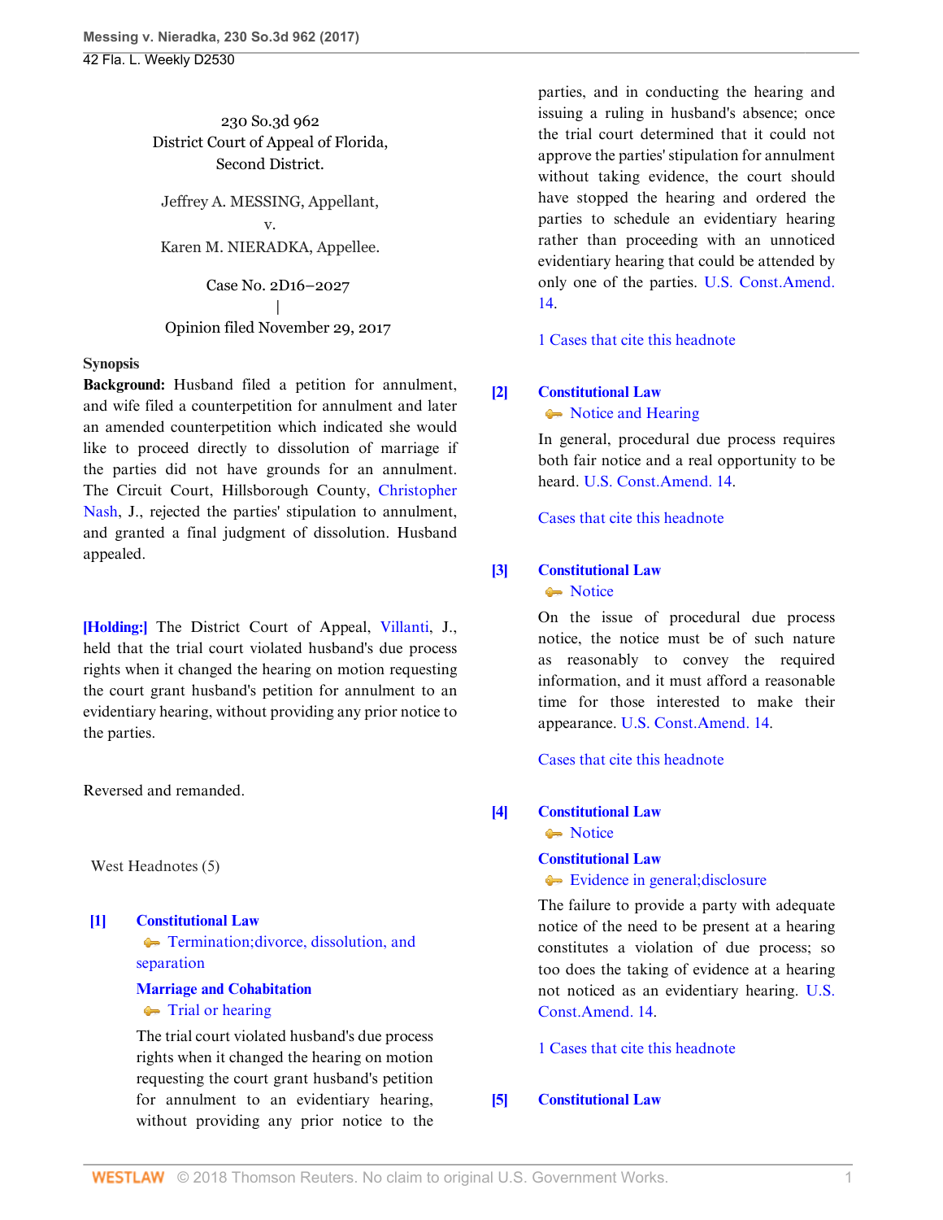230 So.3d 962
District Court of Appeal of Florida,
Second District.

Jeffrey A. MESSING, Appellant,
v.
Karen M. NIERADKA, Appellee.

Case No. 2D16–2027
|
Opinion filed November 29, 2017

**Synopsis**

**Background:** Husband filed a petition for annulment, and wife filed a counterpetition for annulment and later an amended counterpetition which indicated she would like to proceed directly to dissolution of marriage if the parties did not have grounds for an annulment. The Circuit Court, Hillsborough County, Christopher Nash, J., rejected the parties' stipulation to annulment, and granted a final judgment of dissolution. Husband appealed.

**[Holding:]** The District Court of Appeal, Villanti, J., held that the trial court violated husband's due process rights when it changed the hearing on motion requesting the court grant husband's petition for annulment to an evidentiary hearing, without providing any prior notice to the parties.

Reversed and remanded.

West Headnotes (5)

**[1]** **Constitutional Law**
Termination;divorce, dissolution, and separation
**Marriage and Cohabitation**
Trial or hearing

The trial court violated husband's due process rights when it changed the hearing on motion requesting the court grant husband's petition for annulment to an evidentiary hearing, without providing any prior notice to the parties, and in conducting the hearing and issuing a ruling in husband's absence; once the trial court determined that it could not approve the parties' stipulation for annulment without taking evidence, the court should have stopped the hearing and ordered the parties to schedule an evidentiary hearing rather than proceeding with an unnoticed evidentiary hearing that could be attended by only one of the parties. U.S. Const.Amend. 14.

1 Cases that cite this headnote

**[2]** **Constitutional Law**
Notice and Hearing

In general, procedural due process requires both fair notice and a real opportunity to be heard. U.S. Const.Amend. 14.

Cases that cite this headnote

**[3]** **Constitutional Law**
Notice

On the issue of procedural due process notice, the notice must be of such nature as reasonably to convey the required information, and it must afford a reasonable time for those interested to make their appearance. U.S. Const.Amend. 14.

Cases that cite this headnote

**[4]** **Constitutional Law**
Notice
**Constitutional Law**
Evidence in general;disclosure

The failure to provide a party with adequate notice of the need to be present at a hearing constitutes a violation of due process; so too does the taking of evidence at a hearing not noticed as an evidentiary hearing. U.S. Const.Amend. 14.

1 Cases that cite this headnote

**[5]** **Constitutional Law**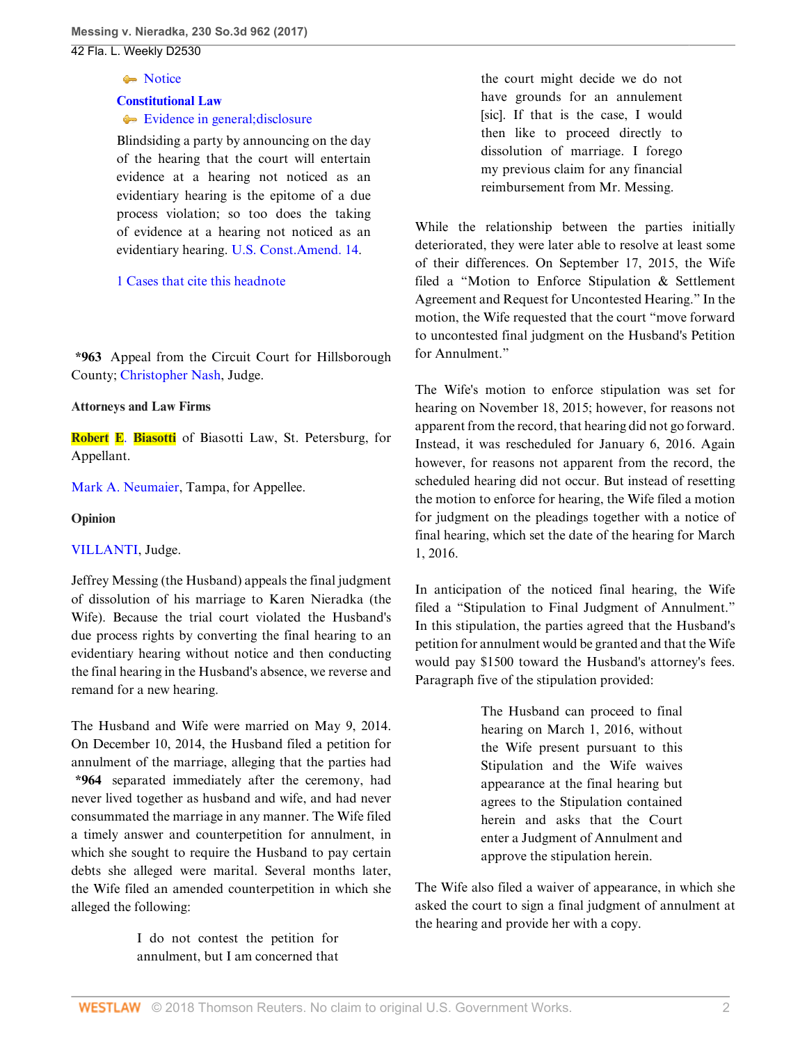Notice

**Constitutional Law**

Evidence in general;disclosure

Blindsiding a party by announcing on the day of the hearing that the court will entertain evidence at a hearing not noticed as an evidentiary hearing is the epitome of a due process violation; so too does the taking of evidence at a hearing not noticed as an evidentiary hearing. U.S. Const.Amend. 14.

1 Cases that cite this headnote

**\*963** Appeal from the Circuit Court for Hillsborough County; Christopher Nash, Judge.

**Attorneys and Law Firms**

Robert E. Biasotti of Biasotti Law, St. Petersburg, for Appellant.

Mark A. Neumaier, Tampa, for Appellee.

**Opinion**

VILLANTI, Judge.

Jeffrey Messing (the Husband) appeals the final judgment of dissolution of his marriage to Karen Nieradka (the Wife). Because the trial court violated the Husband's due process rights by converting the final hearing to an evidentiary hearing without notice and then conducting the final hearing in the Husband's absence, we reverse and remand for a new hearing.

The Husband and Wife were married on May 9, 2014. On December 10, 2014, the Husband filed a petition for annulment of the marriage, alleging that the parties had **\*964** separated immediately after the ceremony, had never lived together as husband and wife, and had never consummated the marriage in any manner. The Wife filed a timely answer and counterpetition for annulment, in which she sought to require the Husband to pay certain debts she alleged were marital. Several months later, the Wife filed an amended counterpetition in which she alleged the following:

> I do not contest the petition for annulment, but I am concerned that the court might decide we do not have grounds for an annulement [sic]. If that is the case, I would then like to proceed directly to dissolution of marriage. I forego my previous claim for any financial reimbursement from Mr. Messing.

While the relationship between the parties initially deteriorated, they were later able to resolve at least some of their differences. On September 17, 2015, the Wife filed a "Motion to Enforce Stipulation & Settlement Agreement and Request for Uncontested Hearing." In the motion, the Wife requested that the court "move forward to uncontested final judgment on the Husband's Petition for Annulment."

The Wife's motion to enforce stipulation was set for hearing on November 18, 2015; however, for reasons not apparent from the record, that hearing did not go forward. Instead, it was rescheduled for January 6, 2016. Again however, for reasons not apparent from the record, the scheduled hearing did not occur. But instead of resetting the motion to enforce for hearing, the Wife filed a motion for judgment on the pleadings together with a notice of final hearing, which set the date of the hearing for March 1, 2016.

In anticipation of the noticed final hearing, the Wife filed a "Stipulation to Final Judgment of Annulment." In this stipulation, the parties agreed that the Husband's petition for annulment would be granted and that the Wife would pay $1500 toward the Husband's attorney's fees. Paragraph five of the stipulation provided:

> The Husband can proceed to final hearing on March 1, 2016, without the Wife present pursuant to this Stipulation and the Wife waives appearance at the final hearing but agrees to the Stipulation contained herein and asks that the Court enter a Judgment of Annulment and approve the stipulation herein.

The Wife also filed a waiver of appearance, in which she asked the court to sign a final judgment of annulment at the hearing and provide her with a copy.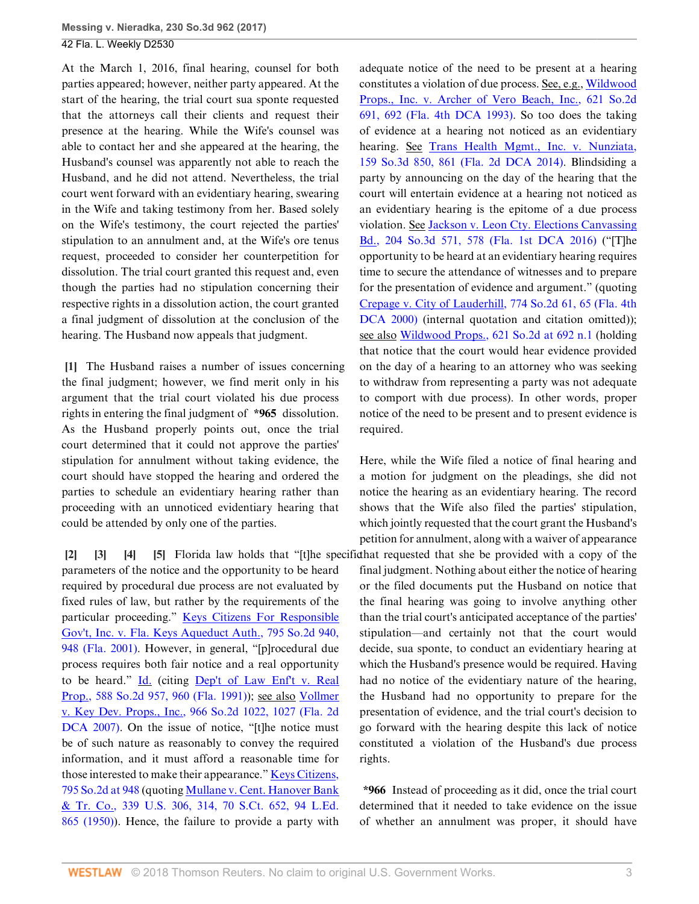At the March 1, 2016, final hearing, counsel for both parties appeared; however, neither party appeared. At the start of the hearing, the trial court sua sponte requested that the attorneys call their clients and request their presence at the hearing. While the Wife's counsel was able to contact her and she appeared at the hearing, the Husband's counsel was apparently not able to reach the Husband, and he did not attend. Nevertheless, the trial court went forward with an evidentiary hearing, swearing in the Wife and taking testimony from her. Based solely on the Wife's testimony, the court rejected the parties' stipulation to an annulment and, at the Wife's ore tenus request, proceeded to consider her counterpetition for dissolution. The trial court granted this request and, even though the parties had no stipulation concerning their respective rights in a dissolution action, the court granted a final judgment of dissolution at the conclusion of the hearing. The Husband now appeals that judgment.

**[1]** The Husband raises a number of issues concerning the final judgment; however, we find merit only in his argument that the trial court violated his due process rights in entering the final judgment of **\*965** dissolution. As the Husband properly points out, once the trial court determined that it could not approve the parties' stipulation for annulment without taking evidence, the court should have stopped the hearing and ordered the parties to schedule an evidentiary hearing rather than proceeding with an unnoticed evidentiary hearing that could be attended by only one of the parties.

**[2] [3] [4] [5]** Florida law holds that "[t]he specific parameters of the notice and the opportunity to be heard required by procedural due process are not evaluated by fixed rules of law, but rather by the requirements of the particular proceeding." Keys Citizens For Responsible Gov't, Inc. v. Fla. Keys Aqueduct Auth., 795 So.2d 940, 948 (Fla. 2001). However, in general, "[p]rocedural due process requires both fair notice and a real opportunity to be heard." Id. (citing Dep't of Law Enf't v. Real Prop., 588 So.2d 957, 960 (Fla. 1991)); see also Vollmer v. Key Dev. Props., Inc., 966 So.2d 1022, 1027 (Fla. 2d DCA 2007). On the issue of notice, "[t]he notice must be of such nature as reasonably to convey the required information, and it must afford a reasonable time for those interested to make their appearance." Keys Citizens, 795 So.2d at 948 (quoting Mullane v. Cent. Hanover Bank & Tr. Co., 339 U.S. 306, 314, 70 S.Ct. 652, 94 L.Ed. 865 (1950)). Hence, the failure to provide a party with adequate notice of the need to be present at a hearing constitutes a violation of due process. See, e.g., Wildwood Props., Inc. v. Archer of Vero Beach, Inc., 621 So.2d 691, 692 (Fla. 4th DCA 1993). So too does the taking of evidence at a hearing not noticed as an evidentiary hearing. See Trans Health Mgmt., Inc. v. Nunziata, 159 So.3d 850, 861 (Fla. 2d DCA 2014). Blindsiding a party by announcing on the day of the hearing that the court will entertain evidence at a hearing not noticed as an evidentiary hearing is the epitome of a due process violation. See Jackson v. Leon Cty. Elections Canvassing Bd., 204 So.3d 571, 578 (Fla. 1st DCA 2016) ("[T]he opportunity to be heard at an evidentiary hearing requires time to secure the attendance of witnesses and to prepare for the presentation of evidence and argument." (quoting Crepage v. City of Lauderhill, 774 So.2d 61, 65 (Fla. 4th DCA 2000) (internal quotation and citation omitted)); see also Wildwood Props., 621 So.2d at 692 n.1 (holding that notice that the court would hear evidence provided on the day of a hearing to an attorney who was seeking to withdraw from representing a party was not adequate to comport with due process). In other words, proper notice of the need to be present and to present evidence is required.

Here, while the Wife filed a notice of final hearing and a motion for judgment on the pleadings, she did not notice the hearing as an evidentiary hearing. The record shows that the Wife also filed the parties' stipulation, which jointly requested that the court grant the Husband's petition for annulment, along with a waiver of appearance that requested that she be provided with a copy of the final judgment. Nothing about either the notice of hearing or the filed documents put the Husband on notice that the final hearing was going to involve anything other than the trial court's anticipated acceptance of the parties' stipulation—and certainly not that the court would decide, sua sponte, to conduct an evidentiary hearing at which the Husband's presence would be required. Having had no notice of the evidentiary nature of the hearing, the Husband had no opportunity to prepare for the presentation of evidence, and the trial court's decision to go forward with the hearing despite this lack of notice constituted a violation of the Husband's due process rights.

**\*966** Instead of proceeding as it did, once the trial court determined that it needed to take evidence on the issue of whether an annulment was proper, it should have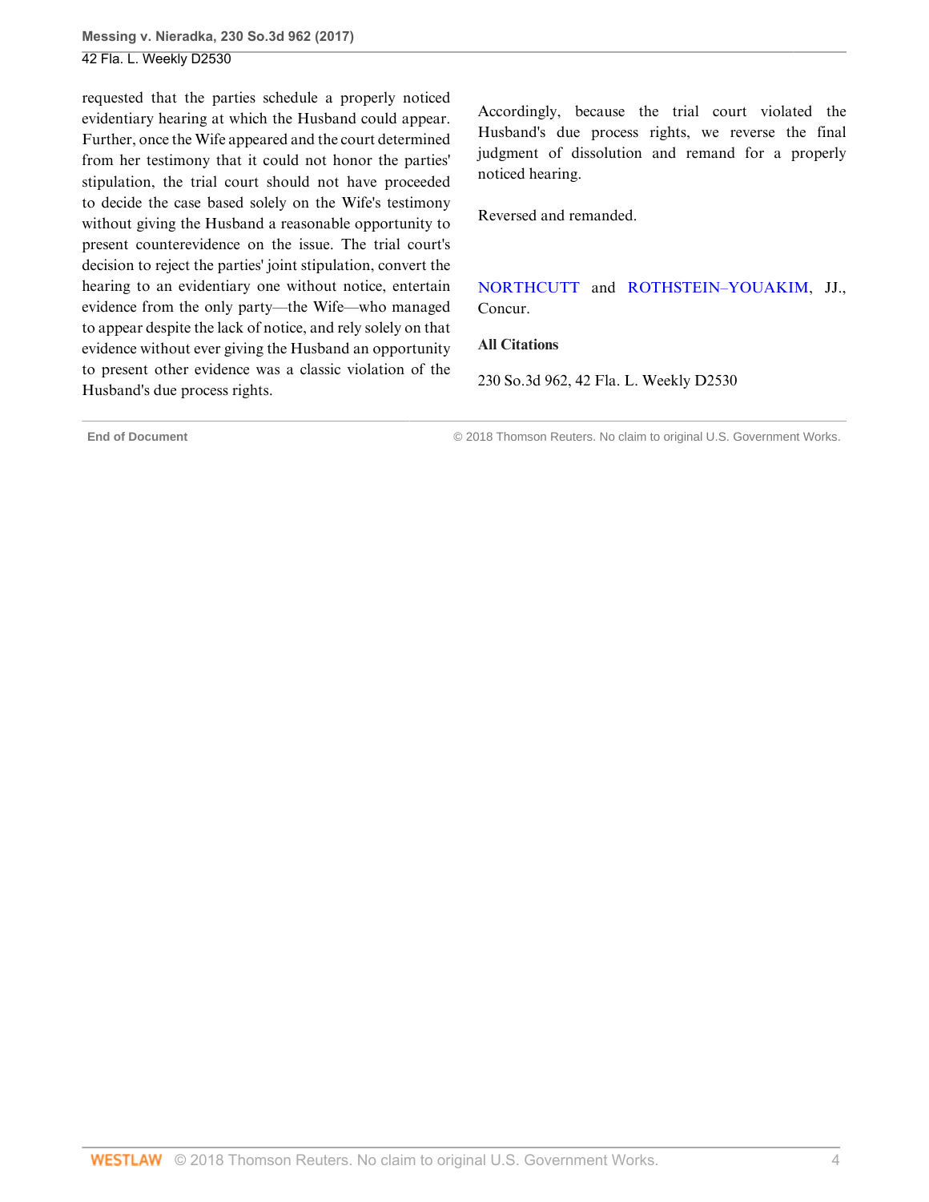requested that the parties schedule a properly noticed evidentiary hearing at which the Husband could appear. Further, once the Wife appeared and the court determined from her testimony that it could not honor the parties' stipulation, the trial court should not have proceeded to decide the case based solely on the Wife's testimony without giving the Husband a reasonable opportunity to present counterevidence on the issue. The trial court's decision to reject the parties' joint stipulation, convert the hearing to an evidentiary one without notice, entertain evidence from the only party—the Wife—who managed to appear despite the lack of notice, and rely solely on that evidence without ever giving the Husband an opportunity to present other evidence was a classic violation of the Husband's due process rights.

Accordingly, because the trial court violated the Husband's due process rights, we reverse the final judgment of dissolution and remand for a properly noticed hearing.

Reversed and remanded.

NORTHCUTT and ROTHSTEIN–YOUAKIM, JJ., Concur.

**All Citations**

230 So.3d 962, 42 Fla. L. Weekly D2530

End of Document © 2018 Thomson Reuters. No claim to original U.S. Government Works.